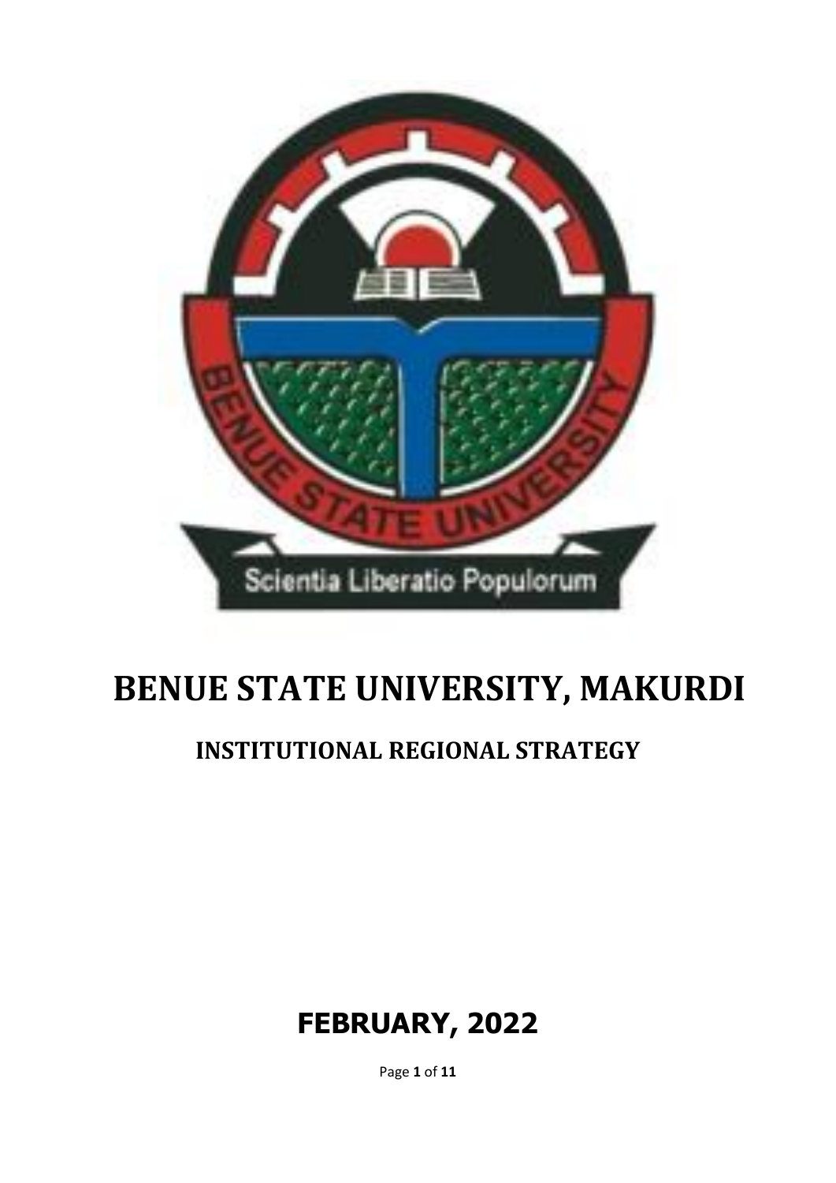# BENUE STATE UNIVERSITY, MAKURDI

## INSTITUTIONAL REGIONAL STRATEGY

**FEBRUARY, 2022**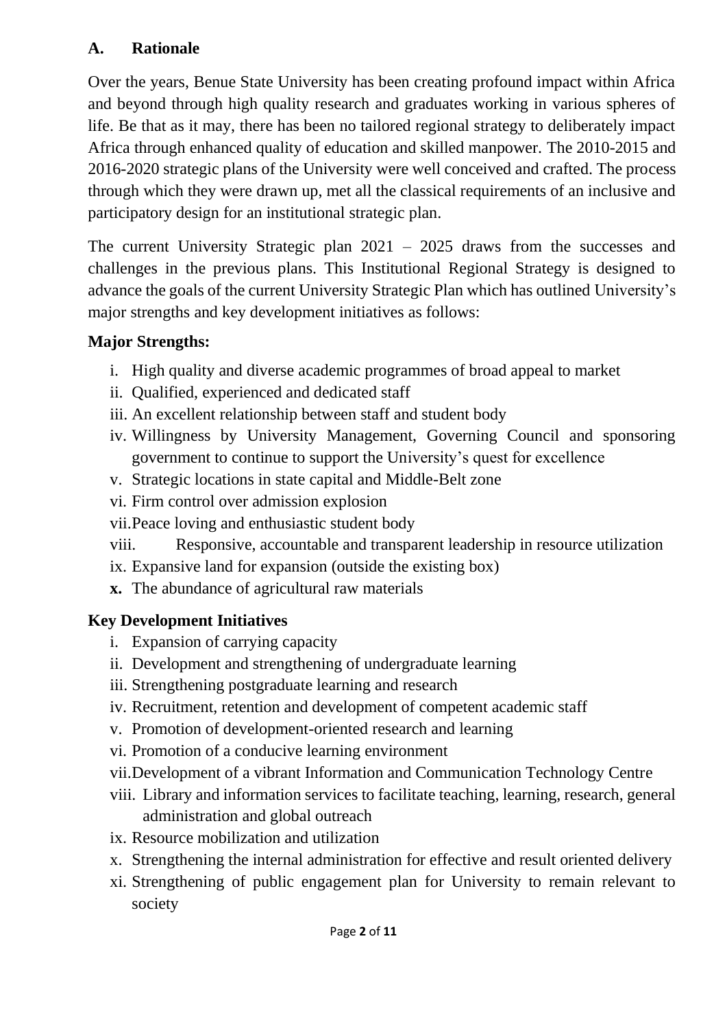## A. Rationale

Over the years, Benue State University has been creating profound impact within Africa and beyond through high quality research and graduates working in various spheres of life. Be that as it may, there has been no tailored regional strategy to deliberately impact Africa through enhanced quality of education and skilled manpower. The 2010-2015 and 2016-2020 strategic plans of the University were well conceived and crafted. The process through which they were drawn up, met all the classical requirements of an inclusive and participatory design for an institutional strategic plan.

The current University Strategic plan 2021 – 2025 draws from the successes and challenges in the previous plans. This Institutional Regional Strategy is designed to advance the goals of the current University Strategic Plan which has outlined University's major strengths and key development initiatives as follows:

### Major Strengths:

i. High quality and diverse academic programmes of broad appeal to market
ii. Qualified, experienced and dedicated staff
iii. An excellent relationship between staff and student body
iv. Willingness by University Management, Governing Council and sponsoring government to continue to support the University's quest for excellence
v. Strategic locations in state capital and Middle-Belt zone
vi. Firm control over admission explosion
vii. Peace loving and enthusiastic student body
viii. Responsive, accountable and transparent leadership in resource utilization
ix. Expansive land for expansion (outside the existing box)
**x.** The abundance of agricultural raw materials

### Key Development Initiatives

i. Expansion of carrying capacity
ii. Development and strengthening of undergraduate learning
iii. Strengthening postgraduate learning and research
iv. Recruitment, retention and development of competent academic staff
v. Promotion of development-oriented research and learning
vi. Promotion of a conducive learning environment
vii. Development of a vibrant Information and Communication Technology Centre
viii. Library and information services to facilitate teaching, learning, research, general administration and global outreach
ix. Resource mobilization and utilization
x. Strengthening the internal administration for effective and result oriented delivery
xi. Strengthening of public engagement plan for University to remain relevant to society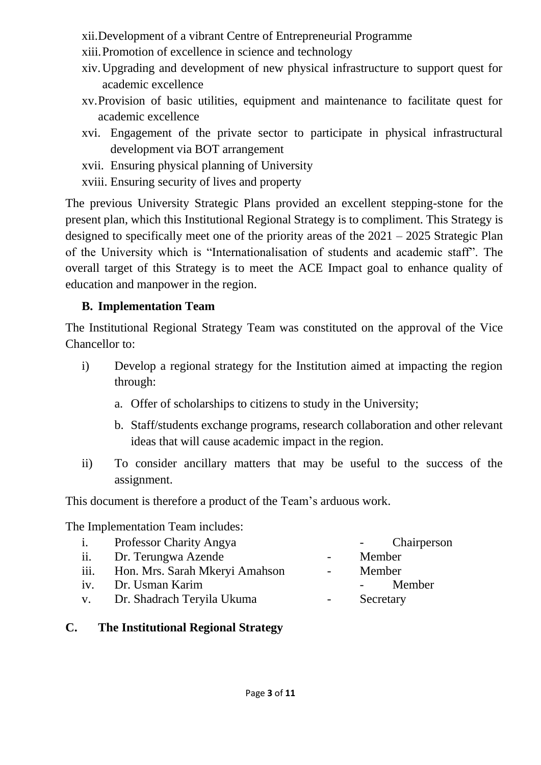xii. Development of a vibrant Centre of Entrepreneurial Programme
xiii. Promotion of excellence in science and technology
xiv. Upgrading and development of new physical infrastructure to support quest for academic excellence
xv. Provision of basic utilities, equipment and maintenance to facilitate quest for academic excellence
xvi. Engagement of the private sector to participate in physical infrastructural development via BOT arrangement
xvii. Ensuring physical planning of University
xviii. Ensuring security of lives and property

The previous University Strategic Plans provided an excellent stepping-stone for the present plan, which this Institutional Regional Strategy is to compliment. This Strategy is designed to specifically meet one of the priority areas of the 2021 – 2025 Strategic Plan of the University which is "Internationalisation of students and academic staff". The overall target of this Strategy is to meet the ACE Impact goal to enhance quality of education and manpower in the region.

### B. Implementation Team

The Institutional Regional Strategy Team was constituted on the approval of the Vice Chancellor to:

i) Develop a regional strategy for the Institution aimed at impacting the region through:

   a. Offer of scholarships to citizens to study in the University;

   b. Staff/students exchange programs, research collaboration and other relevant ideas that will cause academic impact in the region.

ii) To consider ancillary matters that may be useful to the success of the assignment.

This document is therefore a product of the Team's arduous work.

The Implementation Team includes:

| | | | |
|---|---|---|---|
| i. | Professor Charity Angya | - | Chairperson |
| ii. | Dr. Terungwa Azende | - | Member |
| iii. | Hon. Mrs. Sarah Mkeryi Amahson | - | Member |
| iv. | Dr. Usman Karim | - | Member |
| v. | Dr. Shadrach Teryila Ukuma | - | Secretary |

### C. The Institutional Regional Strategy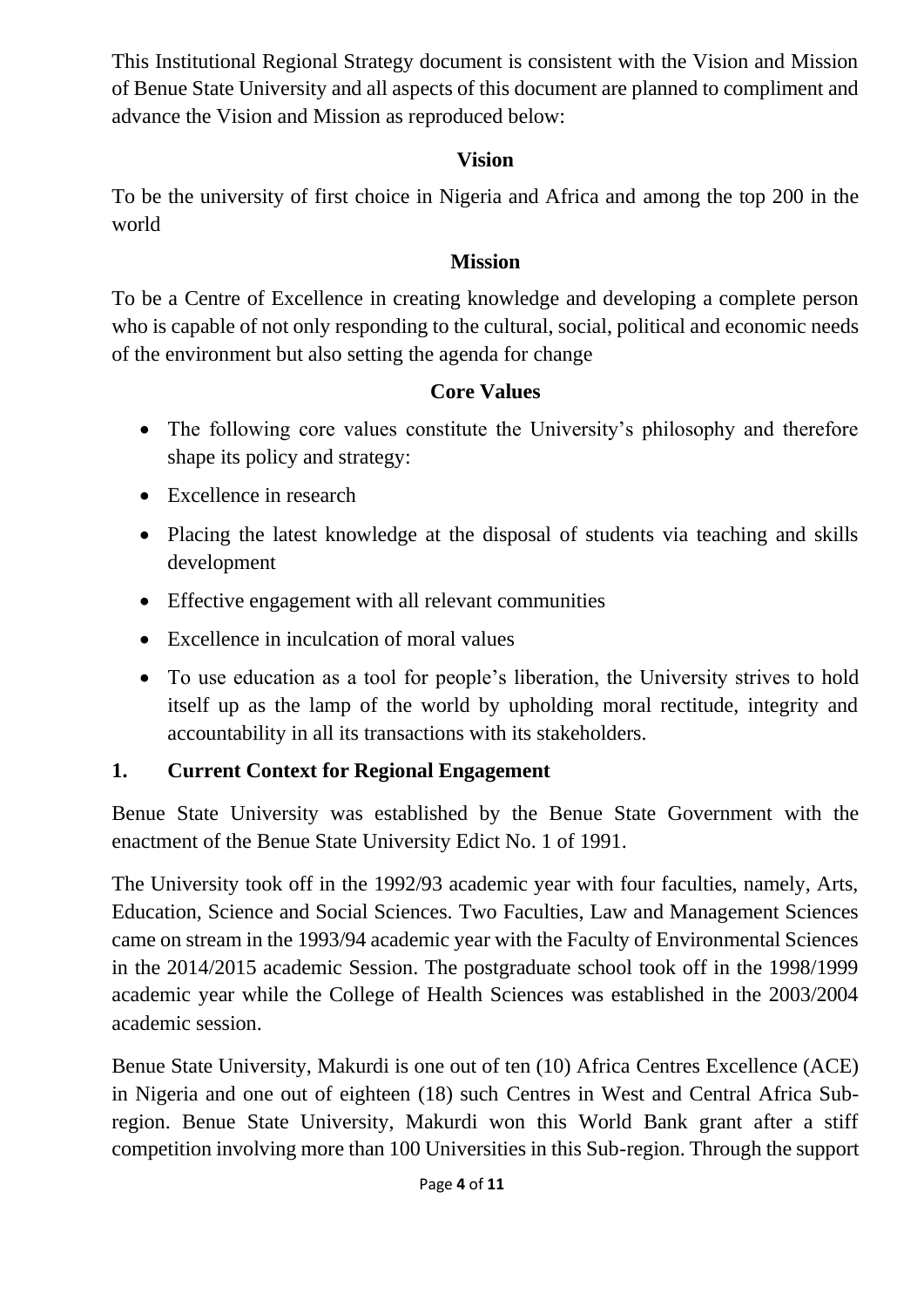This Institutional Regional Strategy document is consistent with the Vision and Mission of Benue State University and all aspects of this document are planned to compliment and advance the Vision and Mission as reproduced below:

**Vision**

To be the university of first choice in Nigeria and Africa and among the top 200 in the world

**Mission**

To be a Centre of Excellence in creating knowledge and developing a complete person who is capable of not only responding to the cultural, social, political and economic needs of the environment but also setting the agenda for change

**Core Values**

- The following core values constitute the University's philosophy and therefore shape its policy and strategy:
- Excellence in research
- Placing the latest knowledge at the disposal of students via teaching and skills development
- Effective engagement with all relevant communities
- Excellence in inculcation of moral values
- To use education as a tool for people's liberation, the University strives to hold itself up as the lamp of the world by upholding moral rectitude, integrity and accountability in all its transactions with its stakeholders.

## 1. Current Context for Regional Engagement

Benue State University was established by the Benue State Government with the enactment of the Benue State University Edict No. 1 of 1991.

The University took off in the 1992/93 academic year with four faculties, namely, Arts, Education, Science and Social Sciences. Two Faculties, Law and Management Sciences came on stream in the 1993/94 academic year with the Faculty of Environmental Sciences in the 2014/2015 academic Session. The postgraduate school took off in the 1998/1999 academic year while the College of Health Sciences was established in the 2003/2004 academic session.

Benue State University, Makurdi is one out of ten (10) Africa Centres Excellence (ACE) in Nigeria and one out of eighteen (18) such Centres in West and Central Africa Sub-region. Benue State University, Makurdi won this World Bank grant after a stiff competition involving more than 100 Universities in this Sub-region. Through the support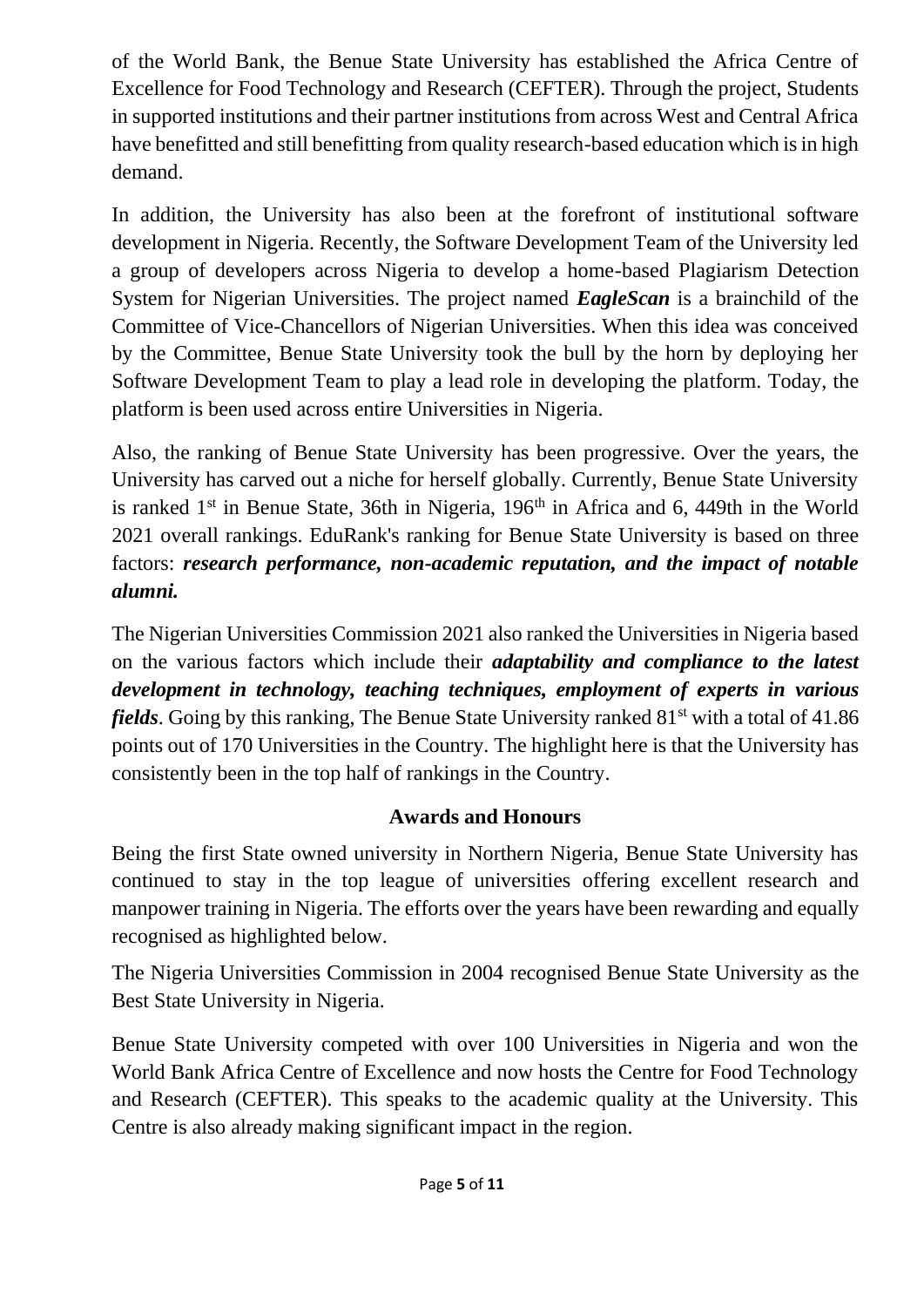of the World Bank, the Benue State University has established the Africa Centre of Excellence for Food Technology and Research (CEFTER). Through the project, Students in supported institutions and their partner institutions from across West and Central Africa have benefitted and still benefitting from quality research-based education which is in high demand.

In addition, the University has also been at the forefront of institutional software development in Nigeria. Recently, the Software Development Team of the University led a group of developers across Nigeria to develop a home-based Plagiarism Detection System for Nigerian Universities. The project named ***EagleScan*** is a brainchild of the Committee of Vice-Chancellors of Nigerian Universities. When this idea was conceived by the Committee, Benue State University took the bull by the horn by deploying her Software Development Team to play a lead role in developing the platform. Today, the platform is been used across entire Universities in Nigeria.

Also, the ranking of Benue State University has been progressive. Over the years, the University has carved out a niche for herself globally. Currently, Benue State University is ranked 1st in Benue State, 36th in Nigeria, 196th in Africa and 6, 449th in the World 2021 overall rankings. EduRank's ranking for Benue State University is based on three factors: ***research performance, non-academic reputation, and the impact of notable alumni.***

The Nigerian Universities Commission 2021 also ranked the Universities in Nigeria based on the various factors which include their ***adaptability and compliance to the latest development in technology, teaching techniques, employment of experts in various fields***. Going by this ranking, The Benue State University ranked 81st with a total of 41.86 points out of 170 Universities in the Country. The highlight here is that the University has consistently been in the top half of rankings in the Country.

## Awards and Honours

Being the first State owned university in Northern Nigeria, Benue State University has continued to stay in the top league of universities offering excellent research and manpower training in Nigeria. The efforts over the years have been rewarding and equally recognised as highlighted below.

The Nigeria Universities Commission in 2004 recognised Benue State University as the Best State University in Nigeria.

Benue State University competed with over 100 Universities in Nigeria and won the World Bank Africa Centre of Excellence and now hosts the Centre for Food Technology and Research (CEFTER). This speaks to the academic quality at the University. This Centre is also already making significant impact in the region.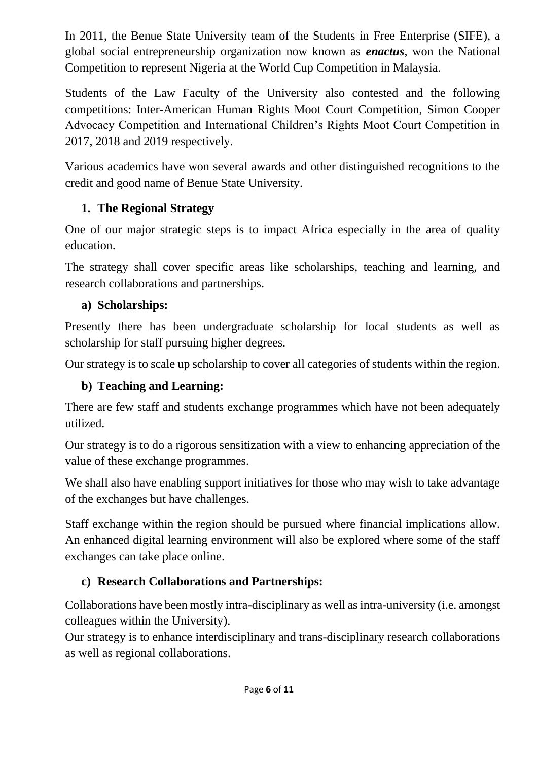In 2011, the Benue State University team of the Students in Free Enterprise (SIFE), a global social entrepreneurship organization now known as ***enactus***, won the National Competition to represent Nigeria at the World Cup Competition in Malaysia.

Students of the Law Faculty of the University also contested and the following competitions: Inter-American Human Rights Moot Court Competition, Simon Cooper Advocacy Competition and International Children's Rights Moot Court Competition in 2017, 2018 and 2019 respectively.

Various academics have won several awards and other distinguished recognitions to the credit and good name of Benue State University.

## 1. The Regional Strategy

One of our major strategic steps is to impact Africa especially in the area of quality education.

The strategy shall cover specific areas like scholarships, teaching and learning, and research collaborations and partnerships.

### a) Scholarships:

Presently there has been undergraduate scholarship for local students as well as scholarship for staff pursuing higher degrees.

Our strategy is to scale up scholarship to cover all categories of students within the region.

### b) Teaching and Learning:

There are few staff and students exchange programmes which have not been adequately utilized.

Our strategy is to do a rigorous sensitization with a view to enhancing appreciation of the value of these exchange programmes.

We shall also have enabling support initiatives for those who may wish to take advantage of the exchanges but have challenges.

Staff exchange within the region should be pursued where financial implications allow. An enhanced digital learning environment will also be explored where some of the staff exchanges can take place online.

### c) Research Collaborations and Partnerships:

Collaborations have been mostly intra-disciplinary as well as intra-university (i.e. amongst colleagues within the University).

Our strategy is to enhance interdisciplinary and trans-disciplinary research collaborations as well as regional collaborations.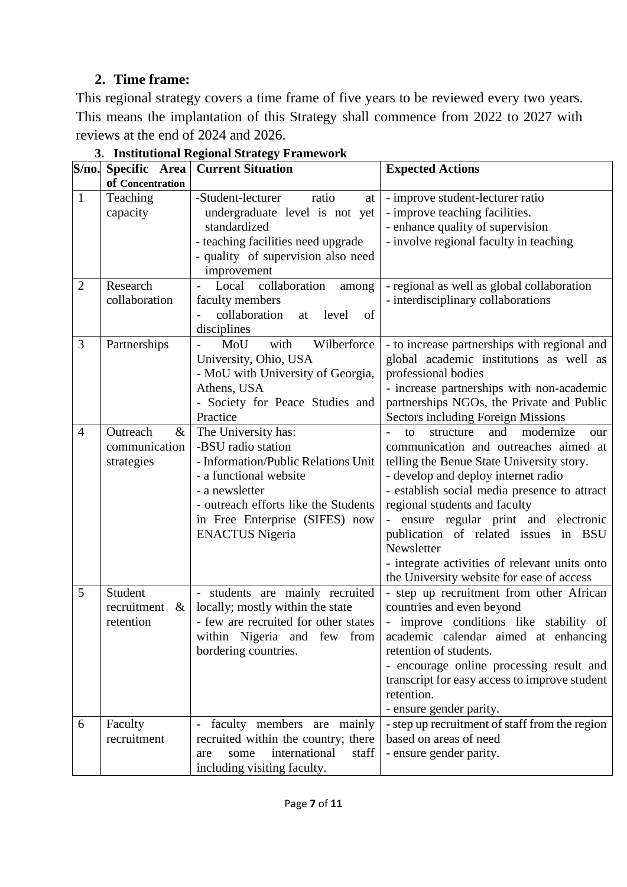## 2. Time frame:

This regional strategy covers a time frame of five years to be reviewed every two years. This means the implantation of this Strategy shall commence from 2022 to 2027 with reviews at the end of 2024 and 2026.

### 3. Institutional Regional Strategy Framework

| S/no. | Specific Area of Concentration | Current Situation | Expected Actions |
|---|---|---|---|
| 1 | Teaching capacity | -Student-lecturer ratio at undergraduate level is not yet standardized<br>- teaching facilities need upgrade<br>- quality of supervision also need improvement | - improve student-lecturer ratio<br>- improve teaching facilities.<br>- enhance quality of supervision<br>- involve regional faculty in teaching |
| 2 | Research collaboration | - Local collaboration among faculty members<br>- collaboration at level of disciplines | - regional as well as global collaboration<br>- interdisciplinary collaborations |
| 3 | Partnerships | - MoU with Wilberforce University, Ohio, USA<br>- MoU with University of Georgia, Athens, USA<br>- Society for Peace Studies and Practice | - to increase partnerships with regional and global academic institutions as well as professional bodies<br>- increase partnerships with non-academic partnerships NGOs, the Private and Public Sectors including Foreign Missions |
| 4 | Outreach & communication strategies | The University has:<br>-BSU radio station<br>- Information/Public Relations Unit<br>- a functional website<br>- a newsletter<br>- outreach efforts like the Students in Free Enterprise (SIFES) now ENACTUS Nigeria | - to structure and modernize our communication and outreaches aimed at telling the Benue State University story.<br>- develop and deploy internet radio<br>- establish social media presence to attract regional students and faculty<br>- ensure regular print and electronic publication of related issues in BSU Newsletter<br>- integrate activities of relevant units onto the University website for ease of access |
| 5 | Student recruitment & retention | - students are mainly recruited locally; mostly within the state<br>- few are recruited for other states within Nigeria and few from bordering countries. | - step up recruitment from other African countries and even beyond<br>- improve conditions like stability of academic calendar aimed at enhancing retention of students.<br>- encourage online processing result and transcript for easy access to improve student retention.<br>- ensure gender parity. |
| 6 | Faculty recruitment | - faculty members are mainly recruited within the country; there are some international staff including visiting faculty. | - step up recruitment of staff from the region based on areas of need<br>- ensure gender parity. |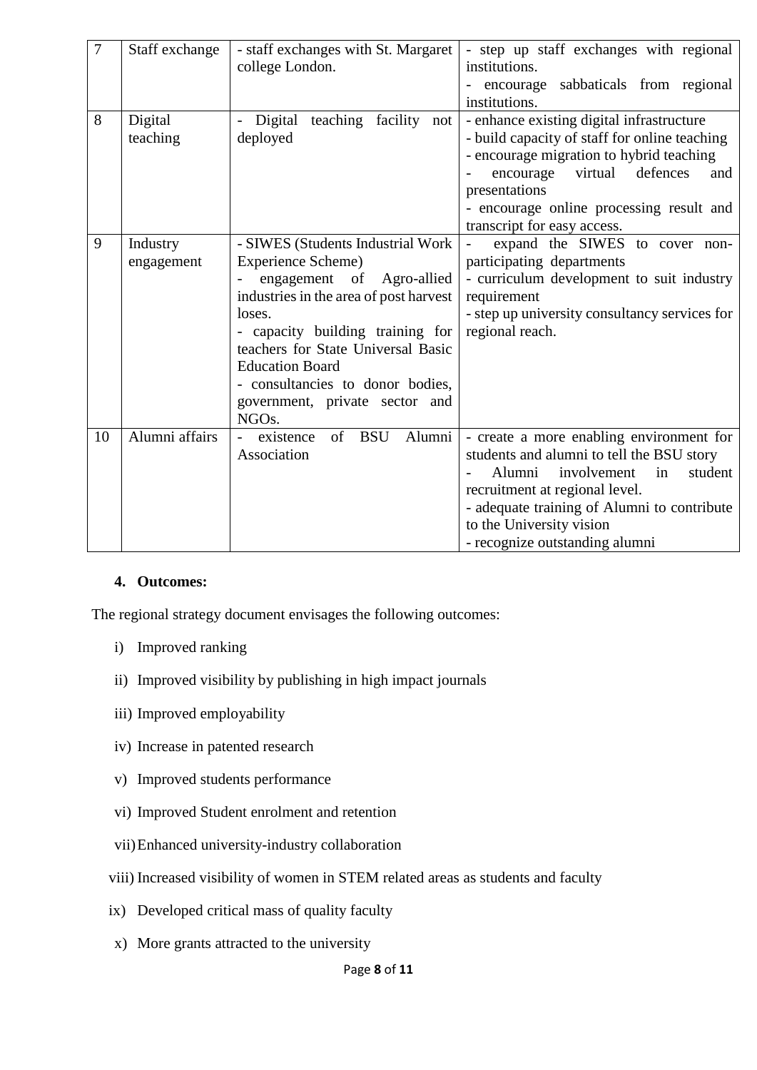| 7 | Staff exchange | - staff exchanges with St. Margaret college London. | - step up staff exchanges with regional institutions.<br>- encourage sabbaticals from regional institutions. |
|---|---|---|---|
| 8 | Digital teaching | - Digital teaching facility not deployed | - enhance existing digital infrastructure<br>- build capacity of staff for online teaching<br>- encourage migration to hybrid teaching<br>- encourage virtual defences and presentations<br>- encourage online processing result and transcript for easy access. |
| 9 | Industry engagement | - SIWES (Students Industrial Work Experience Scheme)<br>- engagement of Agro-allied industries in the area of post harvest loses.<br>- capacity building training for teachers for State Universal Basic Education Board<br>- consultancies to donor bodies, government, private sector and NGOs. | - expand the SIWES to cover non-participating departments<br>- curriculum development to suit industry requirement<br>- step up university consultancy services for regional reach. |
| 10 | Alumni affairs | - existence of BSU Alumni Association | - create a more enabling environment for students and alumni to tell the BSU story<br>- Alumni involvement in student recruitment at regional level.<br>- adequate training of Alumni to contribute to the University vision<br>- recognize outstanding alumni |

## 4. Outcomes:

The regional strategy document envisages the following outcomes:

i) Improved ranking

ii) Improved visibility by publishing in high impact journals

iii) Improved employability

iv) Increase in patented research

v) Improved students performance

vi) Improved Student enrolment and retention

vii) Enhanced university-industry collaboration

viii) Increased visibility of women in STEM related areas as students and faculty

ix) Developed critical mass of quality faculty

x) More grants attracted to the university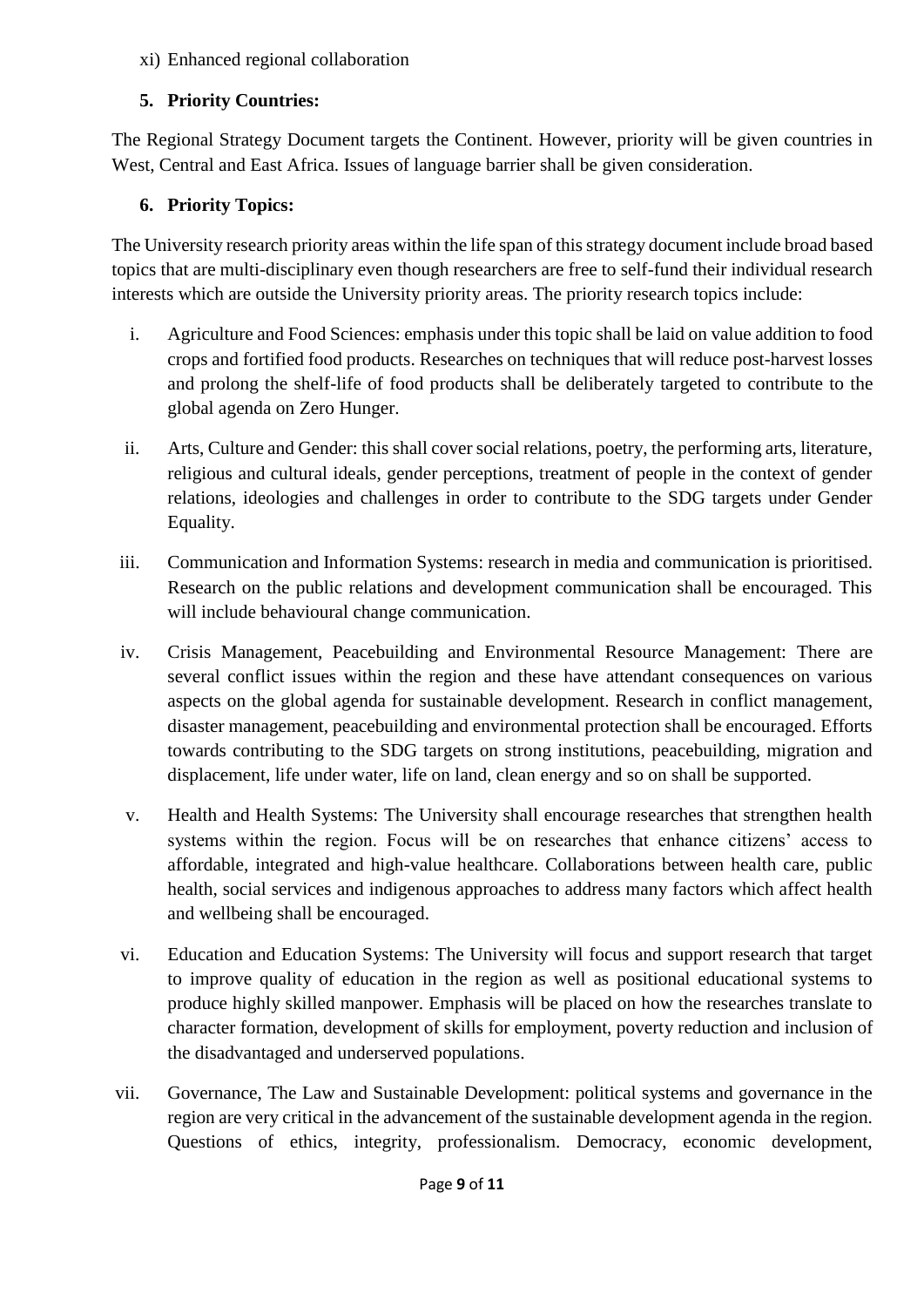xi) Enhanced regional collaboration

5. **Priority Countries:**

The Regional Strategy Document targets the Continent. However, priority will be given countries in West, Central and East Africa. Issues of language barrier shall be given consideration.

6. **Priority Topics:**

The University research priority areas within the life span of this strategy document include broad based topics that are multi-disciplinary even though researchers are free to self-fund their individual research interests which are outside the University priority areas. The priority research topics include:

i. Agriculture and Food Sciences: emphasis under this topic shall be laid on value addition to food crops and fortified food products. Researches on techniques that will reduce post-harvest losses and prolong the shelf-life of food products shall be deliberately targeted to contribute to the global agenda on Zero Hunger.

ii. Arts, Culture and Gender: this shall cover social relations, poetry, the performing arts, literature, religious and cultural ideals, gender perceptions, treatment of people in the context of gender relations, ideologies and challenges in order to contribute to the SDG targets under Gender Equality.

iii. Communication and Information Systems: research in media and communication is prioritised. Research on the public relations and development communication shall be encouraged. This will include behavioural change communication.

iv. Crisis Management, Peacebuilding and Environmental Resource Management: There are several conflict issues within the region and these have attendant consequences on various aspects on the global agenda for sustainable development. Research in conflict management, disaster management, peacebuilding and environmental protection shall be encouraged. Efforts towards contributing to the SDG targets on strong institutions, peacebuilding, migration and displacement, life under water, life on land, clean energy and so on shall be supported.

v. Health and Health Systems: The University shall encourage researches that strengthen health systems within the region. Focus will be on researches that enhance citizens' access to affordable, integrated and high-value healthcare. Collaborations between health care, public health, social services and indigenous approaches to address many factors which affect health and wellbeing shall be encouraged.

vi. Education and Education Systems: The University will focus and support research that target to improve quality of education in the region as well as positional educational systems to produce highly skilled manpower. Emphasis will be placed on how the researches translate to character formation, development of skills for employment, poverty reduction and inclusion of the disadvantaged and underserved populations.

vii. Governance, The Law and Sustainable Development: political systems and governance in the region are very critical in the advancement of the sustainable development agenda in the region. Questions of ethics, integrity, professionalism. Democracy, economic development,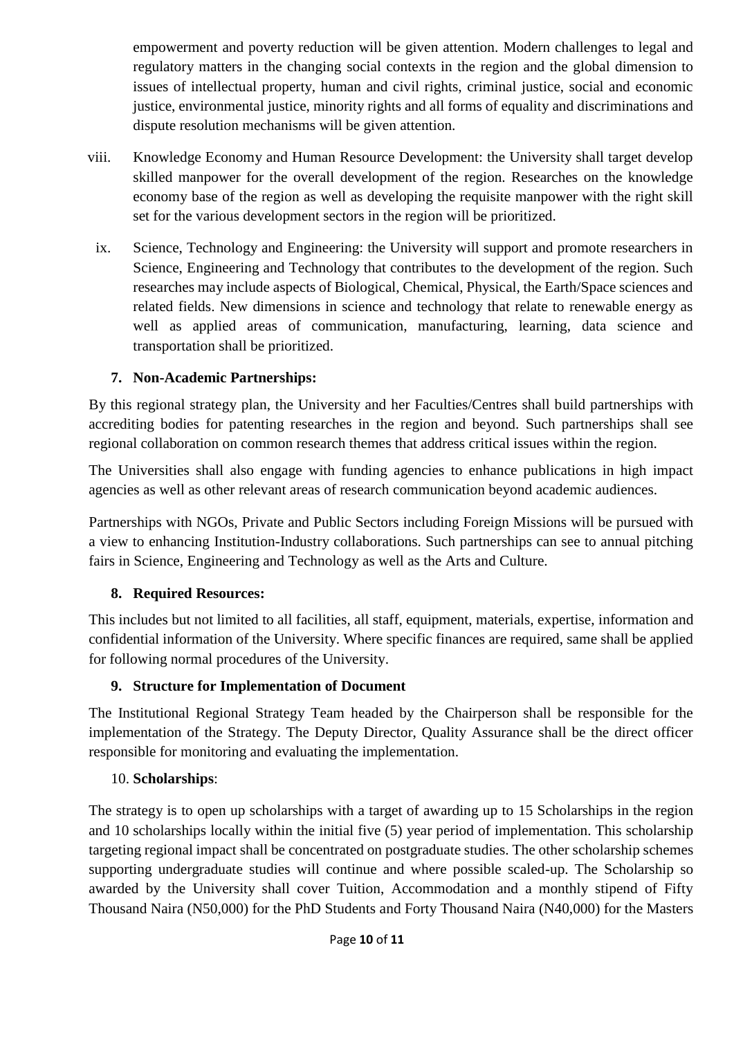empowerment and poverty reduction will be given attention. Modern challenges to legal and regulatory matters in the changing social contexts in the region and the global dimension to issues of intellectual property, human and civil rights, criminal justice, social and economic justice, environmental justice, minority rights and all forms of equality and discriminations and dispute resolution mechanisms will be given attention.

viii. Knowledge Economy and Human Resource Development: the University shall target develop skilled manpower for the overall development of the region. Researches on the knowledge economy base of the region as well as developing the requisite manpower with the right skill set for the various development sectors in the region will be prioritized.

ix. Science, Technology and Engineering: the University will support and promote researchers in Science, Engineering and Technology that contributes to the development of the region. Such researches may include aspects of Biological, Chemical, Physical, the Earth/Space sciences and related fields. New dimensions in science and technology that relate to renewable energy as well as applied areas of communication, manufacturing, learning, data science and transportation shall be prioritized.

**7. Non-Academic Partnerships:**

By this regional strategy plan, the University and her Faculties/Centres shall build partnerships with accrediting bodies for patenting researches in the region and beyond. Such partnerships shall see regional collaboration on common research themes that address critical issues within the region.

The Universities shall also engage with funding agencies to enhance publications in high impact agencies as well as other relevant areas of research communication beyond academic audiences.

Partnerships with NGOs, Private and Public Sectors including Foreign Missions will be pursued with a view to enhancing Institution-Industry collaborations. Such partnerships can see to annual pitching fairs in Science, Engineering and Technology as well as the Arts and Culture.

**8. Required Resources:**

This includes but not limited to all facilities, all staff, equipment, materials, expertise, information and confidential information of the University. Where specific finances are required, same shall be applied for following normal procedures of the University.

**9. Structure for Implementation of Document**

The Institutional Regional Strategy Team headed by the Chairperson shall be responsible for the implementation of the Strategy. The Deputy Director, Quality Assurance shall be the direct officer responsible for monitoring and evaluating the implementation.

10. **Scholarships**:

The strategy is to open up scholarships with a target of awarding up to 15 Scholarships in the region and 10 scholarships locally within the initial five (5) year period of implementation. This scholarship targeting regional impact shall be concentrated on postgraduate studies. The other scholarship schemes supporting undergraduate studies will continue and where possible scaled-up. The Scholarship so awarded by the University shall cover Tuition, Accommodation and a monthly stipend of Fifty Thousand Naira (N50,000) for the PhD Students and Forty Thousand Naira (N40,000) for the Masters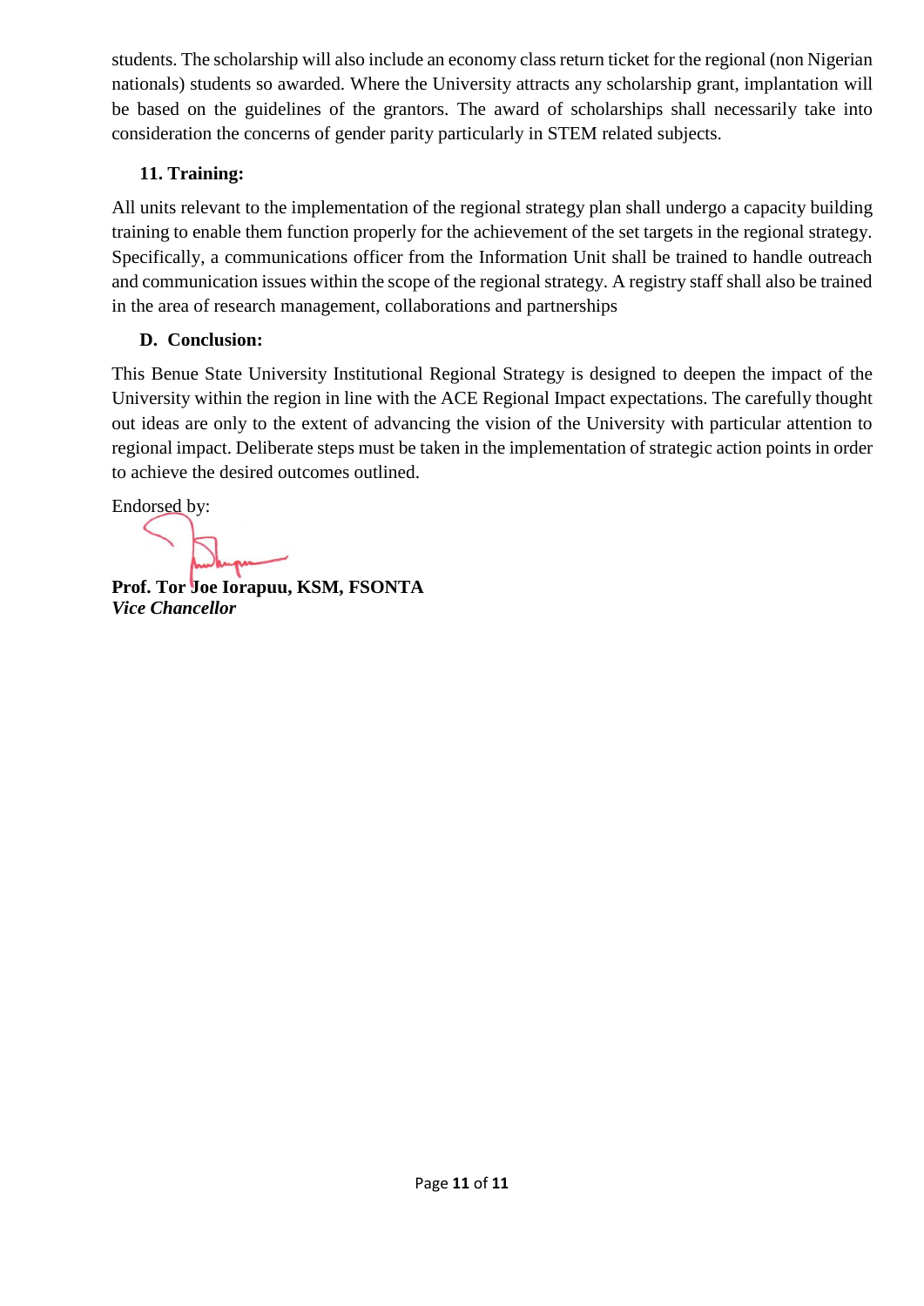students. The scholarship will also include an economy class return ticket for the regional (non Nigerian nationals) students so awarded. Where the University attracts any scholarship grant, implantation will be based on the guidelines of the grantors. The award of scholarships shall necessarily take into consideration the concerns of gender parity particularly in STEM related subjects.

**11. Training:**

All units relevant to the implementation of the regional strategy plan shall undergo a capacity building training to enable them function properly for the achievement of the set targets in the regional strategy. Specifically, a communications officer from the Information Unit shall be trained to handle outreach and communication issues within the scope of the regional strategy. A registry staff shall also be trained in the area of research management, collaborations and partnerships

## D. Conclusion:

This Benue State University Institutional Regional Strategy is designed to deepen the impact of the University within the region in line with the ACE Regional Impact expectations. The carefully thought out ideas are only to the extent of advancing the vision of the University with particular attention to regional impact. Deliberate steps must be taken in the implementation of strategic action points in order to achieve the desired outcomes outlined.

Endorsed by:

**Prof. Tor Joe Iorapuu, KSM, FSONTA**
***Vice Chancellor***